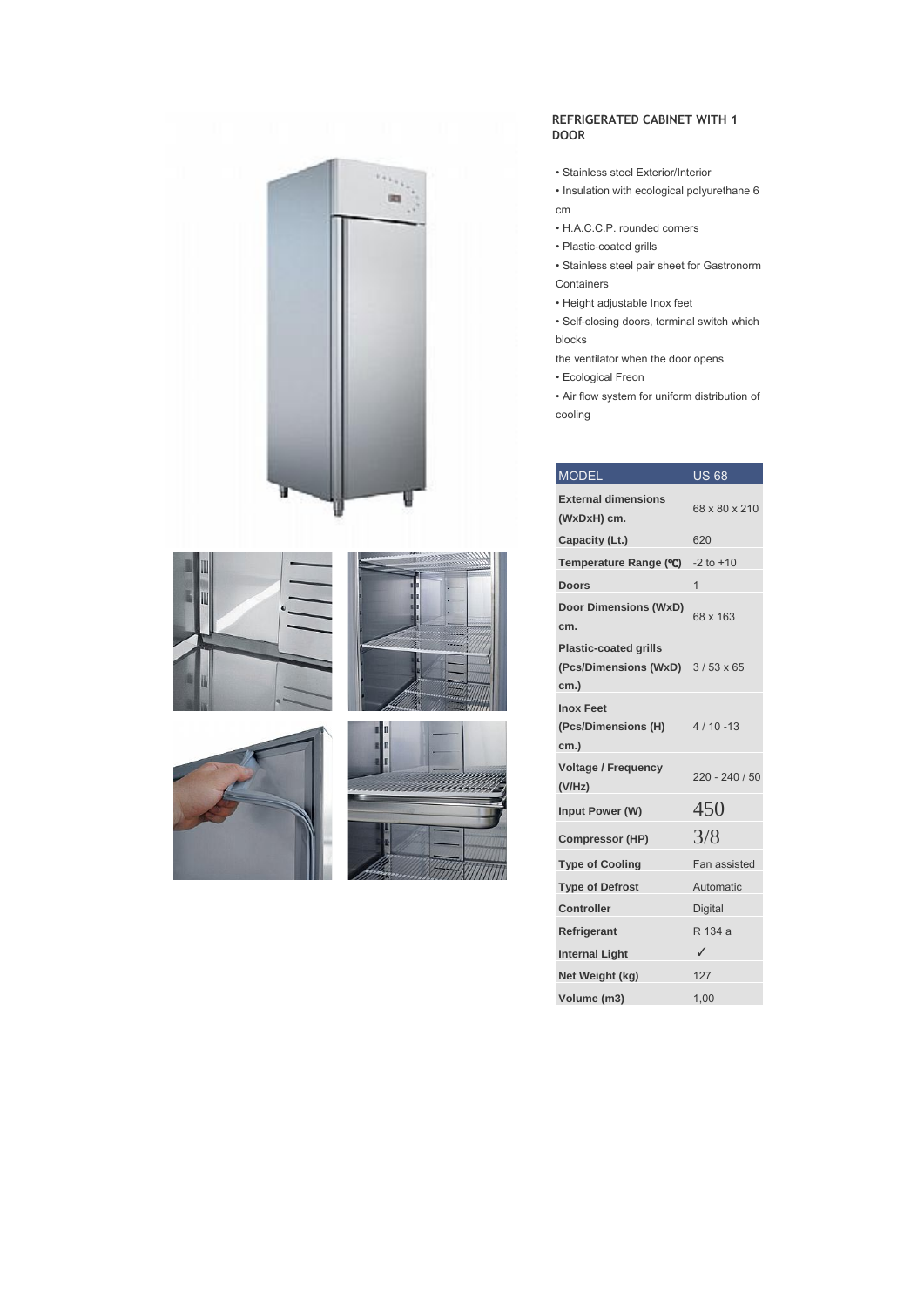## REFRIGERATED CABINET WITH 1 DOOR

- Stainless steel Exterior/Interior
- Insulation with ecological polyurethane 6 cm
- H.A.C.C.P. rounded corners
- Plastic-coated grills
- Stainless steel pair sheet for Gastronorm Containers
- Height adjustable Inox feet
- Self-closing doors, terminal switch which blocks the ventilator when the door opens
- Ecological Freon
- Air flow system for uniform distribution of cooling

| MODEL | US 68 |
|---|---|
| **External dimensions (WxDxH) cm.** | 68 x 80 x 210 |
| **Capacity (Lt.)** | 620 |
| **Temperature Range (°C)** | -2 to +10 |
| **Doors** | 1 |
| **Door Dimensions (WxD) cm.** | 68 x 163 |
| **Plastic-coated grills (Pcs/Dimensions (WxD) cm.)** | 3 / 53 x 65 |
| **Inox Feet (Pcs/Dimensions (H) cm.)** | 4 / 10 -13 |
| **Voltage / Frequency (V/Hz)** | 220 - 240 / 50 |
| **Input Power (W)** | 450 |
| **Compressor (HP)** | 3/8 |
| **Type of Cooling** | Fan assisted |
| **Type of Defrost** | Automatic |
| **Controller** | Digital |
| **Refrigerant** | R 134 a |
| **Internal Light** | ✓ |
| **Net Weight (kg)** | 127 |
| **Volume (m3)** | 1,00 |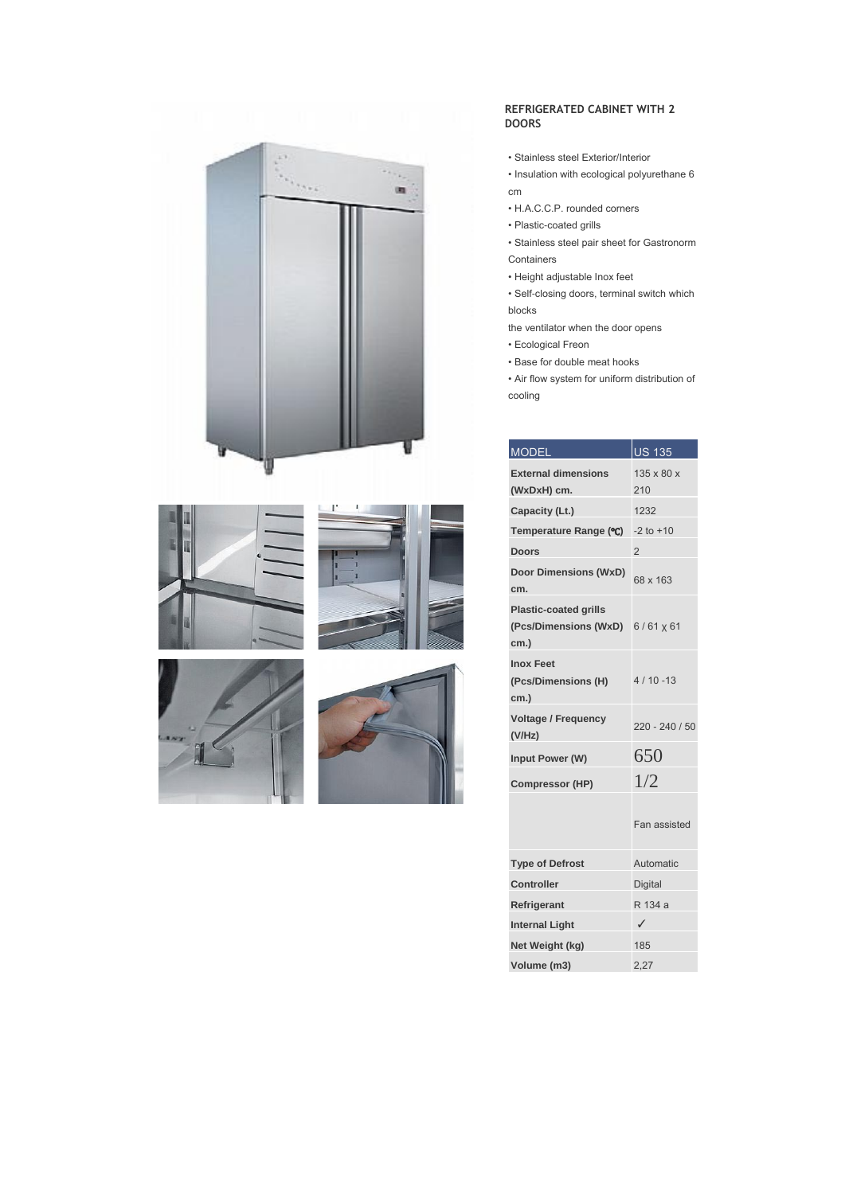## REFRIGERATED CABINET WITH 2 DOORS

- Stainless steel Exterior/Interior
- Insulation with ecological polyurethane 6 cm
- H.A.C.C.P. rounded corners
- Plastic-coated grills
- Stainless steel pair sheet for Gastronorm Containers
- Height adjustable Inox feet
- Self-closing doors, terminal switch which blocks the ventilator when the door opens
- Ecological Freon
- Base for double meat hooks
- Air flow system for uniform distribution of cooling

| MODEL | US 135 |
| --- | --- |
| **External dimensions (WxDxH) cm.** | 135 x 80 x 210 |
| **Capacity (Lt.)** | 1232 |
| **Temperature Range (℃)** | -2 to +10 |
| **Doors** | 2 |
| **Door Dimensions (WxD) cm.** | 68 x 163 |
| **Plastic-coated grills (Pcs/Dimensions (WxD) cm.)** | 6 / 61 χ 61 |
| **Inox Feet (Pcs/Dimensions (H) cm.)** | 4 / 10 -13 |
| **Voltage / Frequency (V/Hz)** | 220 - 240 / 50 |
| **Input Power (W)** | 650 |
| **Compressor (HP)** | 1/2 |
| | Fan assisted |
| **Type of Defrost** | Automatic |
| **Controller** | Digital |
| **Refrigerant** | R 134 a |
| **Internal Light** | ✓ |
| **Net Weight (kg)** | 185 |
| **Volume (m3)** | 2,27 |